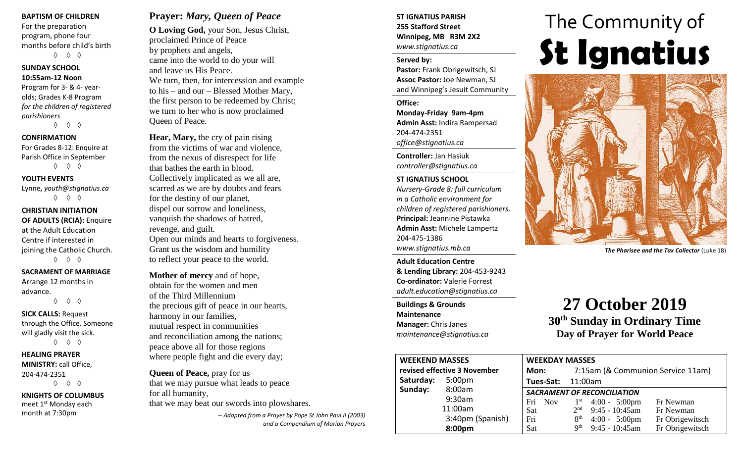**BAPTISM OF CHILDREN**
For the preparation program, phone four months before child's birth

◊ ◊ ◊

**SUNDAY SCHOOL**
**10:55am-12 Noon**
Program for 3- & 4- year-olds; Grades K-8 Program *for the children of registered parishioners*

◊ ◊ ◊

**CONFIRMATION**
For Grades 8-12: Enquire at Parish Office in September

◊ ◊ ◊

**YOUTH EVENTS**
Lynne, *youth@stignatius.ca*

◊ ◊ ◊

**CHRISTIAN INITIATION OF ADULTS (RCIA):** Enquire at the Adult Education Centre if interested in joining the Catholic Church.

◊ ◊ ◊

**SACRAMENT OF MARRIAGE**
Arrange 12 months in advance.

◊ ◊ ◊

**SICK CALLS:** Request through the Office. Someone will gladly visit the sick.

◊ ◊ ◊

**HEALING PRAYER MINISTRY:** call Office, 204-474-2351

◊ ◊ ◊

**KNIGHTS OF COLUMBUS**
meet 1st Monday each month at 7:30pm

## Prayer: *Mary, Queen of Peace*

**O Loving God,** your Son, Jesus Christ,
proclaimed Prince of Peace
by prophets and angels,
came into the world to do your will
and leave us His Peace.
We turn, then, for intercession and example
to his – and our – Blessed Mother Mary,
the first person to be redeemed by Christ;
we turn to her who is now proclaimed
Queen of Peace.

**Hear, Mary,** the cry of pain rising
from the victims of war and violence,
from the nexus of disrespect for life
that bathes the earth in blood.
Collectively implicated as we all are,
scarred as we are by doubts and fears
for the destiny of our planet,
dispel our sorrow and loneliness,
vanquish the shadows of hatred,
revenge, and guilt.
Open our minds and hearts to forgiveness.
Grant us the wisdom and humility
to reflect your peace to the world.

**Mother of mercy** and of hope,
obtain for the women and men
of the Third Millennium
the precious gift of peace in our hearts,
harmony in our families,
mutual respect in communities
and reconciliation among the nations;
peace above all for those regions
where people fight and die every day;

**Queen of Peace,** pray for us
that we may pursue what leads to peace
for all humanity,
that we may beat our swords into plowshares.

*-- Adapted from a Prayer by Pope St John Paul II (2003) and a Compendium of Marian Prayers*

**ST IGNATIUS PARISH**
**255 Stafford Street**
**Winnipeg, MB R3M 2X2**
*www.stignatius.ca*

**Served by:**
**Pastor:** Frank Obrigewitsch, SJ
**Assoc Pastor:** Joe Newman, SJ
and Winnipeg's Jesuit Community

**Office:**
**Monday-Friday 9am-4pm**
**Admin Asst:** Indira Rampersad
204-474-2351
*office@stignatius.ca*

**Controller:** Jan Hasiuk
*controller@stignatius.ca*

**ST IGNATIUS SCHOOL**
*Nursery-Grade 8: full curriculum in a Catholic environment for children of registered parishioners.*
**Principal:** Jeannine Pistawka
**Admin Asst:** Michele Lampertz
204-475-1386
*www.stignatius.mb.ca*

**Adult Education Centre & Lending Library:** 204-453-9243
**Co-ordinator:** Valerie Forrest
*adult.education@stignatius.ca*

**Buildings & Grounds Maintenance**
**Manager:** Chris Janes
*maintenance@stignatius.ca*

# The Community of **St Ignatius**

*The Pharisee and the Tax Collector* (Luke 18)

# 27 October 2019

## 30th Sunday in Ordinary Time
## Day of Prayer for World Peace

**WEEKEND MASSES**
**revised effective 3 November**

| | |
|---|---|
| **Saturday:** | 5:00pm |
| **Sunday:** | 8:00am |
| | 9:30am |
| | 11:00am |
| | 3:40pm (Spanish) |
| | **8:00pm** |

**WEEKDAY MASSES**

| | |
|---|---|
| **Mon:** | 7:15am (& Communion Service 11am) |
| **Tues-Sat:** | 11:00am |

***SACRAMENT OF RECONCILIATION***

| | | | |
|---|---|---|---|
| Fri Nov | 1st | 4:00 - 5:00pm | Fr Newman |
| Sat | 2nd | 9:45 - 10:45am | Fr Newman |
| Fri | 8th | 4:00 - 5:00pm | Fr Obrigewitsch |
| Sat | 9th | 9:45 - 10:45am | Fr Obrigewitsch |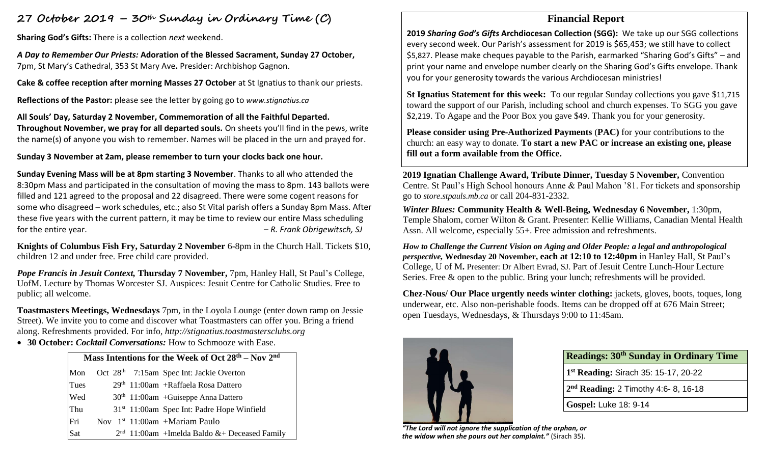# 27 October 2019 – 30th Sunday in Ordinary Time (C)

**Sharing God's Gifts:** There is a collection *next* weekend.

***A Day to Remember Our Priests:* Adoration of the Blessed Sacrament, Sunday 27 October,** 7pm, St Mary's Cathedral, 353 St Mary Ave**.** Presider: Archbishop Gagnon.

**Cake & coffee reception after morning Masses 27 October** at St Ignatius to thank our priests.

**Reflections of the Pastor:** please see the letter by going go to *www.stignatius.ca*

**All Souls' Day, Saturday 2 November, Commemoration of all the Faithful Departed. Throughout November, we pray for all departed souls.** On sheets you'll find in the pews, write the name(s) of anyone you wish to remember. Names will be placed in the urn and prayed for.

**Sunday 3 November at 2am, please remember to turn your clocks back one hour.**

**Sunday Evening Mass will be at 8pm starting 3 November**. Thanks to all who attended the 8:30pm Mass and participated in the consultation of moving the mass to 8pm. 143 ballots were filled and 121 agreed to the proposal and 22 disagreed. There were some cogent reasons for some who disagreed – work schedules, etc.; also St Vital parish offers a Sunday 8pm Mass. After these five years with the current pattern, it may be time to review our entire Mass scheduling for the entire year. *– R. Frank Obrigewitsch, SJ*

**Knights of Columbus Fish Fry, Saturday 2 November** 6-8pm in the Church Hall. Tickets $10, children 12 and under free. Free child care provided.

***Pope Francis in Jesuit Context,* Thursday 7 November,** 7pm, Hanley Hall, St Paul's College, UofM. Lecture by Thomas Worcester SJ. Auspices: Jesuit Centre for Catholic Studies. Free to public; all welcome.

**Toastmasters Meetings, Wednesdays** 7pm, in the Loyola Lounge (enter down ramp on Jessie Street). We invite you to come and discover what Toastmasters can offer you. Bring a friend along. Refreshments provided. For info, *http://stignatius.toastmastersclubs.org*

- **30 October:** ***Cocktail Conversations:*** How to Schmooze with Ease.

| Mass Intentions for the Week of Oct 28th – Nov 2nd | | | |
|---|---|---|---|
| Mon | Oct 28th | 7:15am | Spec Int: Jackie Overton |
| Tues | 29th | 11:00am | +Raffaela Rosa Dattero |
| Wed | 30th | 11:00am | +Guiseppe Anna Dattero |
| Thu | 31st | 11:00am | Spec Int: Padre Hope Winfield |
| Fri | Nov 1st | 11:00am | +Mariam Paulo |
| Sat | 2nd | 11:00am | +Imelda Baldo &+ Deceased Family |

## Financial Report

**2019 *Sharing God's Gifts* Archdiocesan Collection (SGG):** We take up our SGG collections every second week. Our Parish's assessment for 2019 is $65,453; we still have to collect $5,827. Please make cheques payable to the Parish, earmarked "Sharing God's Gifts" – and print your name and envelope number clearly on the Sharing God's Gifts envelope. Thank you for your generosity towards the various Archdiocesan ministries!

**St Ignatius Statement for this week:** To our regular Sunday collections you gave $11,715 toward the support of our Parish, including school and church expenses. To SGG you gave $2,219. To Agape and the Poor Box you gave $49. Thank you for your generosity.

**Please consider using Pre-Authorized Payments** (**PAC)** for your contributions to the church: an easy way to donate. **To start a new PAC or increase an existing one, please fill out a form available from the Office.**

**2019 Ignatian Challenge Award, Tribute Dinner, Tuesday 5 November,** Convention Centre. St Paul's High School honours Anne & Paul Mahon '81. For tickets and sponsorship go to *store.stpauls.mb.ca* or call 204-831-2332.

***Winter Blues:* Community Health & Well-Being, Wednesday 6 November,** 1:30pm, Temple Shalom, corner Wilton & Grant. Presenter: Kellie Williams, Canadian Mental Health Assn. All welcome, especially 55+. Free admission and refreshments.

***How to Challenge the Current Vision on Aging and Older People: a legal and anthropological perspective,* Wednesday 20 November, each at 12:10 to 12:40pm** in Hanley Hall, St Paul's College, U of M**.** Presenter: Dr Albert Evrad, SJ. Part of Jesuit Centre Lunch-Hour Lecture Series. Free & open to the public. Bring your lunch; refreshments will be provided.

**Chez-Nous/ Our Place urgently needs winter clothing:** jackets, gloves, boots, toques, long underwear, etc. Also non-perishable foods. Items can be dropped off at 676 Main Street; open Tuesdays, Wednesdays, & Thursdays 9:00 to 11:45am.

***"The Lord will not ignore the supplication of the orphan, or the widow when she pours out her complaint."*** (Sirach 35).

| Readings: 30th Sunday in Ordinary Time |
|---|
| 1st Reading: Sirach 35: 15-17, 20-22 |
| 2nd Reading: 2 Timothy 4:6- 8, 16-18 |
| Gospel: Luke 18: 9-14 |